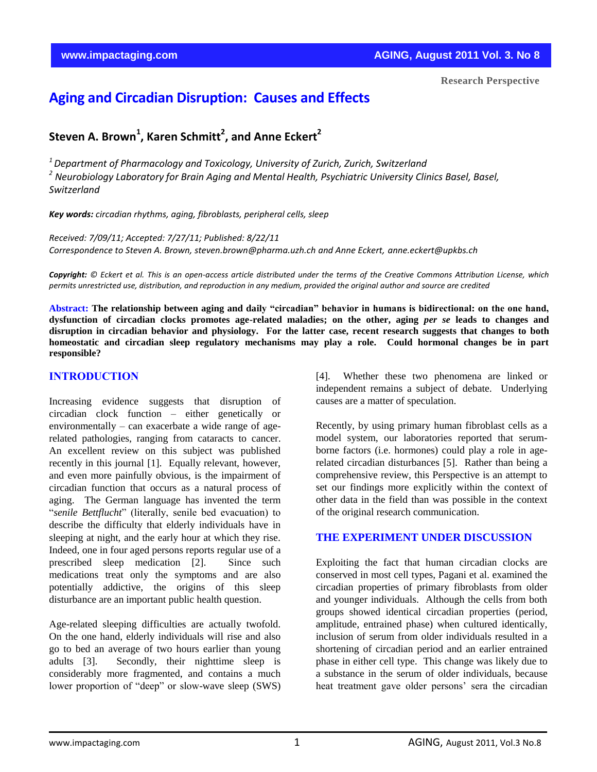Research Perspective

# Aging and Circadian Disruption: Causes and Effects

**Steven A. Brown[1], Karen Schmitt[2], and Anne Eckert[2]**

[1] Department of Pharmacology and Toxicology, University of Zurich, Zurich, Switzerland
[2] Neurobiology Laboratory for Brain Aging and Mental Health, Psychiatric University Clinics Basel, Basel, Switzerland

***Key words:*** *circadian rhythms, aging, fibroblasts, peripheral cells, sleep*

*Received: 7/09/11; Accepted: 7/27/11; Published: 8/22/11*
*Correspondence to Steven A. Brown, steven.brown@pharma.uzh.ch and Anne Eckert, anne.eckert@upkbs.ch*

***Copyright:*** *© Eckert et al. This is an open-access article distributed under the terms of the Creative Commons Attribution License, which permits unrestricted use, distribution, and reproduction in any medium, provided the original author and source are credited*

**Abstract: The relationship between aging and daily "circadian" behavior in humans is bidirectional: on the one hand, dysfunction of circadian clocks promotes age-related maladies; on the other, aging *per se* leads to changes and disruption in circadian behavior and physiology. For the latter case, recent research suggests that changes to both homeostatic and circadian sleep regulatory mechanisms may play a role. Could hormonal changes be in part responsible?**

## INTRODUCTION

Increasing evidence suggests that disruption of circadian clock function – either genetically or environmentally – can exacerbate a wide range of age-related pathologies, ranging from cataracts to cancer. An excellent review on this subject was published recently in this journal [1]. Equally relevant, however, and even more painfully obvious, is the impairment of circadian function that occurs as a natural process of aging. The German language has invented the term "*senile Bettflucht*" (literally, senile bed evacuation) to describe the difficulty that elderly individuals have in sleeping at night, and the early hour at which they rise. Indeed, one in four aged persons reports regular use of a prescribed sleep medication [2]. Since such medications treat only the symptoms and are also potentially addictive, the origins of this sleep disturbance are an important public health question.

Age-related sleeping difficulties are actually twofold. On the one hand, elderly individuals will rise and also go to bed an average of two hours earlier than young adults [3]. Secondly, their nighttime sleep is considerably more fragmented, and contains a much lower proportion of "deep" or slow-wave sleep (SWS) [4]. Whether these two phenomena are linked or independent remains a subject of debate. Underlying causes are a matter of speculation.

Recently, by using primary human fibroblast cells as a model system, our laboratories reported that serum-borne factors (i.e. hormones) could play a role in age-related circadian disturbances [5]. Rather than being a comprehensive review, this Perspective is an attempt to set our findings more explicitly within the context of other data in the field than was possible in the context of the original research communication.

## THE EXPERIMENT UNDER DISCUSSION

Exploiting the fact that human circadian clocks are conserved in most cell types, Pagani et al. examined the circadian properties of primary fibroblasts from older and younger individuals. Although the cells from both groups showed identical circadian properties (period, amplitude, entrained phase) when cultured identically, inclusion of serum from older individuals resulted in a shortening of circadian period and an earlier entrained phase in either cell type. This change was likely due to a substance in the serum of older individuals, because heat treatment gave older persons' sera the circadian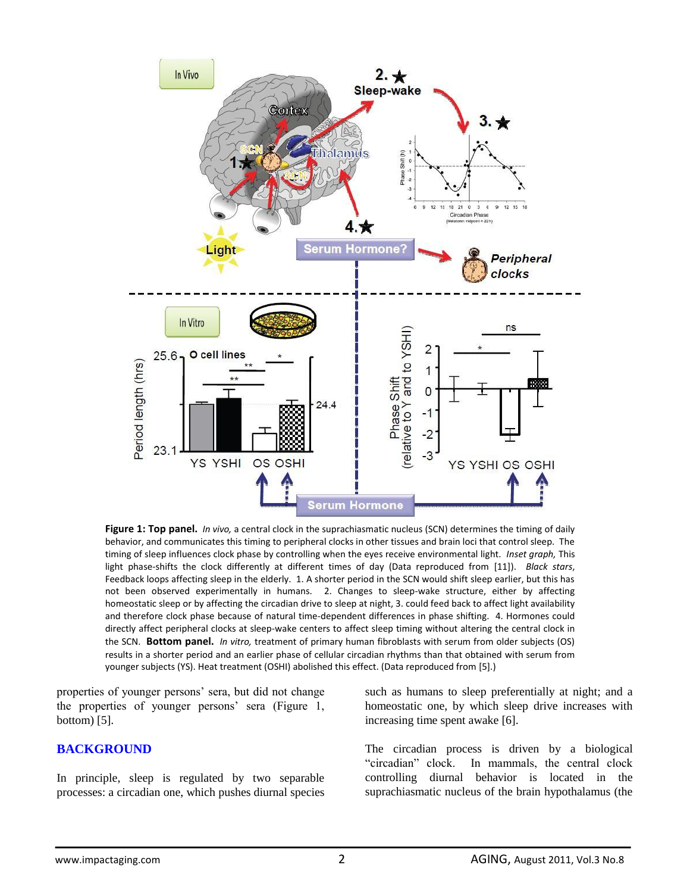**Figure 1: Top panel.** *In vivo,* a central clock in the suprachiasmatic nucleus (SCN) determines the timing of daily behavior, and communicates this timing to peripheral clocks in other tissues and brain loci that control sleep. The timing of sleep influences clock phase by controlling when the eyes receive environmental light. *Inset graph,* This light phase-shifts the clock differently at different times of day (Data reproduced from [11]). *Black stars*, Feedback loops affecting sleep in the elderly. 1. A shorter period in the SCN would shift sleep earlier, but this has not been observed experimentally in humans. 2. Changes to sleep-wake structure, either by affecting homeostatic sleep or by affecting the circadian drive to sleep at night, 3. could feed back to affect light availability and therefore clock phase because of natural time-dependent differences in phase shifting. 4. Hormones could directly affect peripheral clocks at sleep-wake centers to affect sleep timing without altering the central clock in the SCN. **Bottom panel.** *In vitro,* treatment of primary human fibroblasts with serum from older subjects (OS) results in a shorter period and an earlier phase of cellular circadian rhythms than that obtained with serum from younger subjects (YS). Heat treatment (OSHI) abolished this effect. (Data reproduced from [5].)

properties of younger persons' sera, but did not change the properties of younger persons' sera (Figure 1, bottom) [5].

## BACKGROUND

In principle, sleep is regulated by two separable processes: a circadian one, which pushes diurnal species such as humans to sleep preferentially at night; and a homeostatic one, by which sleep drive increases with increasing time spent awake [6].

The circadian process is driven by a biological "circadian" clock. In mammals, the central clock controlling diurnal behavior is located in the suprachiasmatic nucleus of the brain hypothalamus (the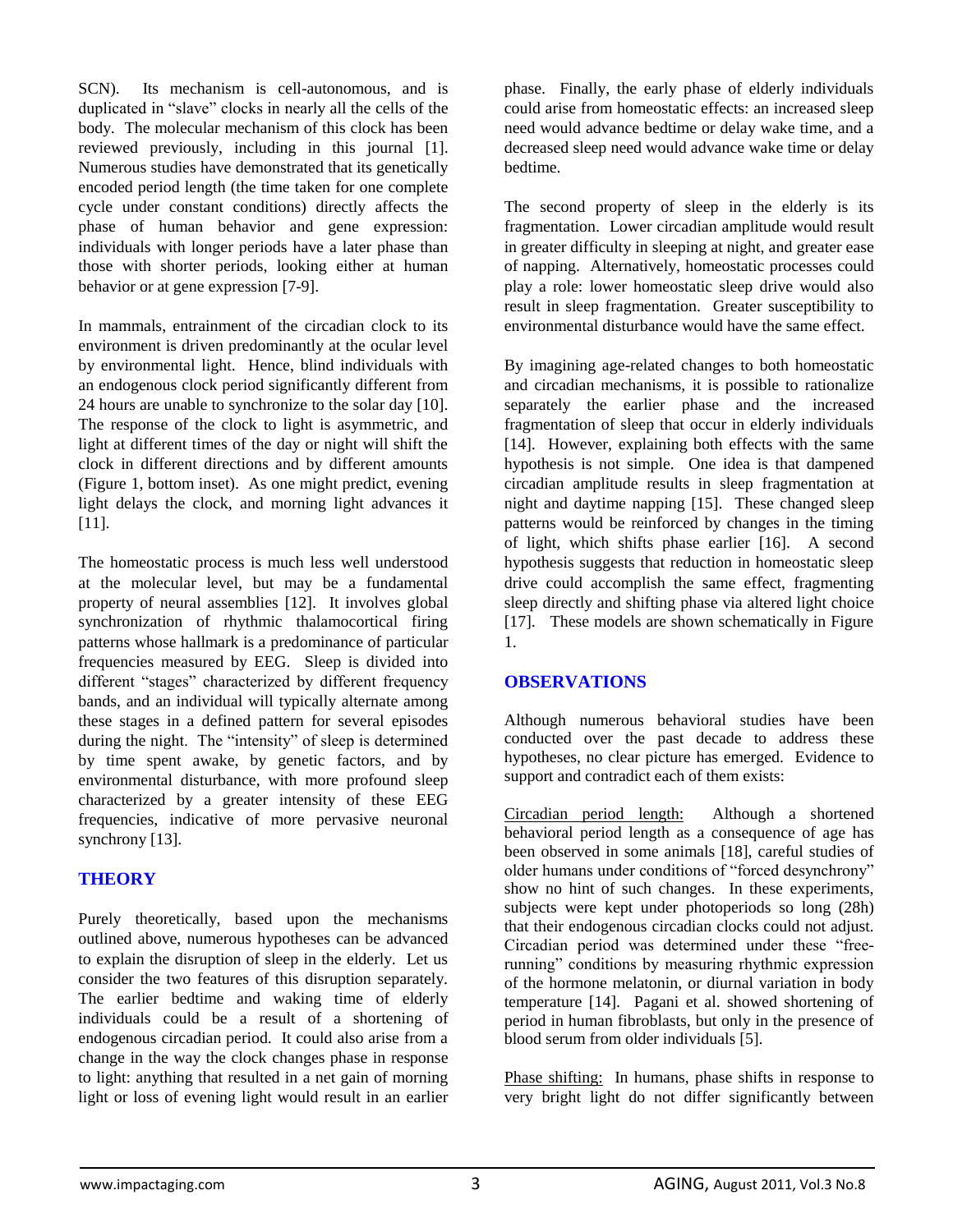SCN). Its mechanism is cell-autonomous, and is duplicated in "slave" clocks in nearly all the cells of the body. The molecular mechanism of this clock has been reviewed previously, including in this journal [1]. Numerous studies have demonstrated that its genetically encoded period length (the time taken for one complete cycle under constant conditions) directly affects the phase of human behavior and gene expression: individuals with longer periods have a later phase than those with shorter periods, looking either at human behavior or at gene expression [7-9].

In mammals, entrainment of the circadian clock to its environment is driven predominantly at the ocular level by environmental light. Hence, blind individuals with an endogenous clock period significantly different from 24 hours are unable to synchronize to the solar day [10]. The response of the clock to light is asymmetric, and light at different times of the day or night will shift the clock in different directions and by different amounts (Figure 1, bottom inset). As one might predict, evening light delays the clock, and morning light advances it [11].

The homeostatic process is much less well understood at the molecular level, but may be a fundamental property of neural assemblies [12]. It involves global synchronization of rhythmic thalamocortical firing patterns whose hallmark is a predominance of particular frequencies measured by EEG. Sleep is divided into different "stages" characterized by different frequency bands, and an individual will typically alternate among these stages in a defined pattern for several episodes during the night. The "intensity" of sleep is determined by time spent awake, by genetic factors, and by environmental disturbance, with more profound sleep characterized by a greater intensity of these EEG frequencies, indicative of more pervasive neuronal synchrony [13].

## THEORY

Purely theoretically, based upon the mechanisms outlined above, numerous hypotheses can be advanced to explain the disruption of sleep in the elderly. Let us consider the two features of this disruption separately. The earlier bedtime and waking time of elderly individuals could be a result of a shortening of endogenous circadian period. It could also arise from a change in the way the clock changes phase in response to light: anything that resulted in a net gain of morning light or loss of evening light would result in an earlier phase. Finally, the early phase of elderly individuals could arise from homeostatic effects: an increased sleep need would advance bedtime or delay wake time, and a decreased sleep need would advance wake time or delay bedtime.

The second property of sleep in the elderly is its fragmentation. Lower circadian amplitude would result in greater difficulty in sleeping at night, and greater ease of napping. Alternatively, homeostatic processes could play a role: lower homeostatic sleep drive would also result in sleep fragmentation. Greater susceptibility to environmental disturbance would have the same effect.

By imagining age-related changes to both homeostatic and circadian mechanisms, it is possible to rationalize separately the earlier phase and the increased fragmentation of sleep that occur in elderly individuals [14]. However, explaining both effects with the same hypothesis is not simple. One idea is that dampened circadian amplitude results in sleep fragmentation at night and daytime napping [15]. These changed sleep patterns would be reinforced by changes in the timing of light, which shifts phase earlier [16]. A second hypothesis suggests that reduction in homeostatic sleep drive could accomplish the same effect, fragmenting sleep directly and shifting phase via altered light choice [17]. These models are shown schematically in Figure 1.

## OBSERVATIONS

Although numerous behavioral studies have been conducted over the past decade to address these hypotheses, no clear picture has emerged. Evidence to support and contradict each of them exists:

Circadian period length: Although a shortened behavioral period length as a consequence of age has been observed in some animals [18], careful studies of older humans under conditions of "forced desynchrony" show no hint of such changes. In these experiments, subjects were kept under photoperiods so long (28h) that their endogenous circadian clocks could not adjust. Circadian period was determined under these "free-running" conditions by measuring rhythmic expression of the hormone melatonin, or diurnal variation in body temperature [14]. Pagani et al. showed shortening of period in human fibroblasts, but only in the presence of blood serum from older individuals [5].

Phase shifting: In humans, phase shifts in response to very bright light do not differ significantly between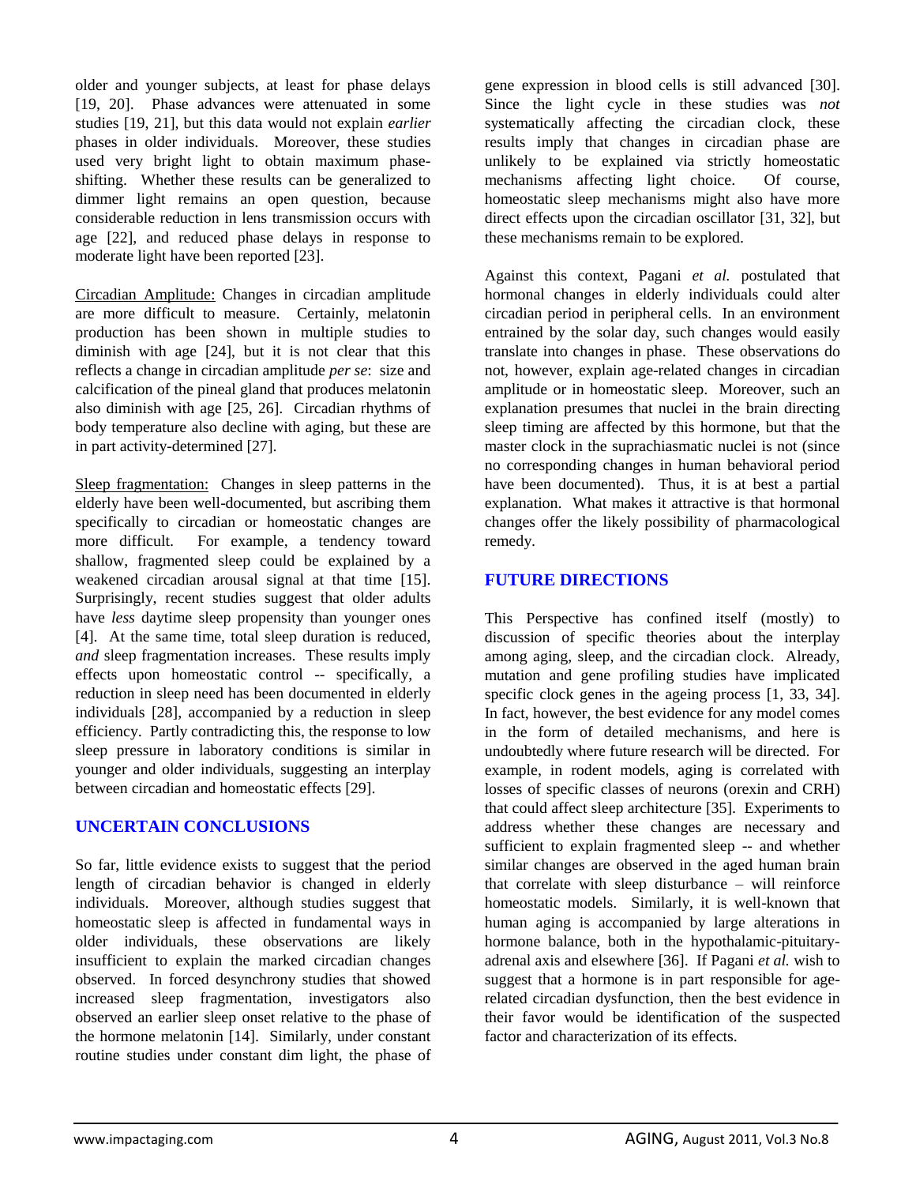older and younger subjects, at least for phase delays [19, 20]. Phase advances were attenuated in some studies [19, 21], but this data would not explain *earlier* phases in older individuals. Moreover, these studies used very bright light to obtain maximum phase-shifting. Whether these results can be generalized to dimmer light remains an open question, because considerable reduction in lens transmission occurs with age [22], and reduced phase delays in response to moderate light have been reported [23].

<u>Circadian Amplitude:</u> Changes in circadian amplitude are more difficult to measure. Certainly, melatonin production has been shown in multiple studies to diminish with age [24], but it is not clear that this reflects a change in circadian amplitude *per se*: size and calcification of the pineal gland that produces melatonin also diminish with age [25, 26]. Circadian rhythms of body temperature also decline with aging, but these are in part activity-determined [27].

<u>Sleep fragmentation:</u> Changes in sleep patterns in the elderly have been well-documented, but ascribing them specifically to circadian or homeostatic changes are more difficult. For example, a tendency toward shallow, fragmented sleep could be explained by a weakened circadian arousal signal at that time [15]. Surprisingly, recent studies suggest that older adults have *less* daytime sleep propensity than younger ones [4]. At the same time, total sleep duration is reduced, *and* sleep fragmentation increases. These results imply effects upon homeostatic control -- specifically, a reduction in sleep need has been documented in elderly individuals [28], accompanied by a reduction in sleep efficiency. Partly contradicting this, the response to low sleep pressure in laboratory conditions is similar in younger and older individuals, suggesting an interplay between circadian and homeostatic effects [29].

## UNCERTAIN CONCLUSIONS

So far, little evidence exists to suggest that the period length of circadian behavior is changed in elderly individuals. Moreover, although studies suggest that homeostatic sleep is affected in fundamental ways in older individuals, these observations are likely insufficient to explain the marked circadian changes observed. In forced desynchrony studies that showed increased sleep fragmentation, investigators also observed an earlier sleep onset relative to the phase of the hormone melatonin [14]. Similarly, under constant routine studies under constant dim light, the phase of gene expression in blood cells is still advanced [30]. Since the light cycle in these studies was *not* systematically affecting the circadian clock, these results imply that changes in circadian phase are unlikely to be explained via strictly homeostatic mechanisms affecting light choice. Of course, homeostatic sleep mechanisms might also have more direct effects upon the circadian oscillator [31, 32], but these mechanisms remain to be explored.

Against this context, Pagani *et al.* postulated that hormonal changes in elderly individuals could alter circadian period in peripheral cells. In an environment entrained by the solar day, such changes would easily translate into changes in phase. These observations do not, however, explain age-related changes in circadian amplitude or in homeostatic sleep. Moreover, such an explanation presumes that nuclei in the brain directing sleep timing are affected by this hormone, but that the master clock in the suprachiasmatic nuclei is not (since no corresponding changes in human behavioral period have been documented). Thus, it is at best a partial explanation. What makes it attractive is that hormonal changes offer the likely possibility of pharmacological remedy.

## FUTURE DIRECTIONS

This Perspective has confined itself (mostly) to discussion of specific theories about the interplay among aging, sleep, and the circadian clock. Already, mutation and gene profiling studies have implicated specific clock genes in the ageing process [1, 33, 34]. In fact, however, the best evidence for any model comes in the form of detailed mechanisms, and here is undoubtedly where future research will be directed. For example, in rodent models, aging is correlated with losses of specific classes of neurons (orexin and CRH) that could affect sleep architecture [35]. Experiments to address whether these changes are necessary and sufficient to explain fragmented sleep -- and whether similar changes are observed in the aged human brain that correlate with sleep disturbance – will reinforce homeostatic models. Similarly, it is well-known that human aging is accompanied by large alterations in hormone balance, both in the hypothalamic-pituitary-adrenal axis and elsewhere [36]. If Pagani *et al.* wish to suggest that a hormone is in part responsible for age-related circadian dysfunction, then the best evidence in their favor would be identification of the suspected factor and characterization of its effects.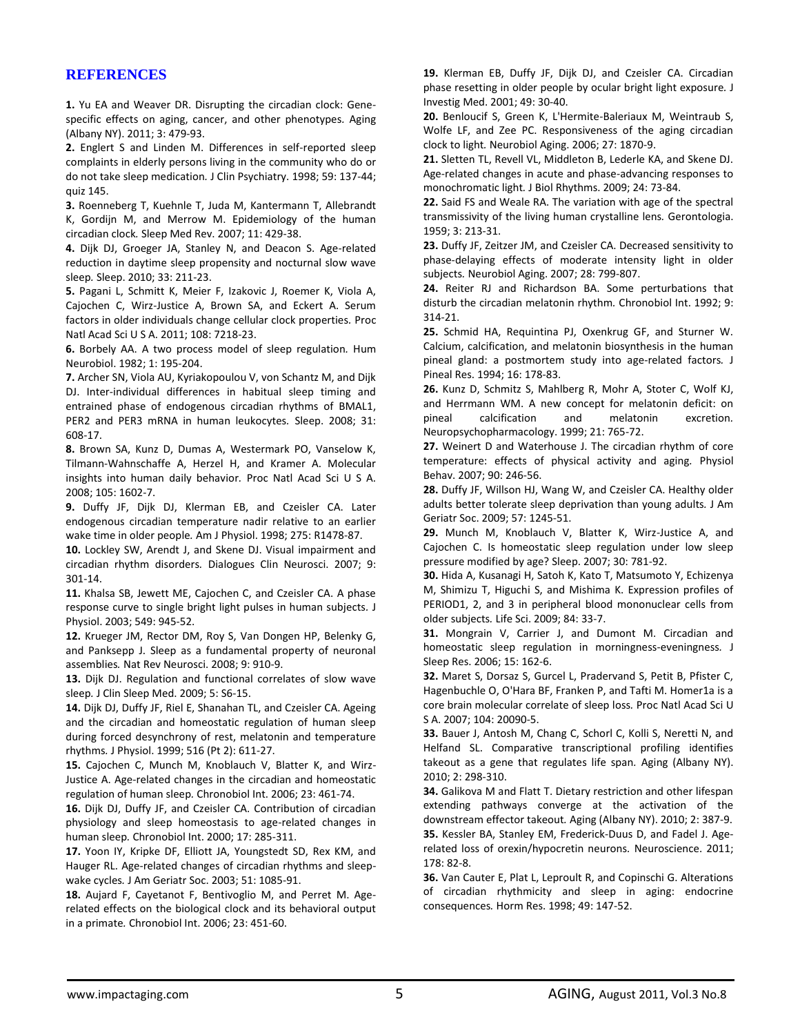## REFERENCES

**1.** Yu EA and Weaver DR. Disrupting the circadian clock: Gene-specific effects on aging, cancer, and other phenotypes. Aging (Albany NY). 2011; 3: 479-93.

**2.** Englert S and Linden M. Differences in self-reported sleep complaints in elderly persons living in the community who do or do not take sleep medication. J Clin Psychiatry. 1998; 59: 137-44; quiz 145.

**3.** Roenneberg T, Kuehnle T, Juda M, Kantermann T, Allebrandt K, Gordijn M, and Merrow M. Epidemiology of the human circadian clock. Sleep Med Rev. 2007; 11: 429-38.

**4.** Dijk DJ, Groeger JA, Stanley N, and Deacon S. Age-related reduction in daytime sleep propensity and nocturnal slow wave sleep. Sleep. 2010; 33: 211-23.

**5.** Pagani L, Schmitt K, Meier F, Izakovic J, Roemer K, Viola A, Cajochen C, Wirz-Justice A, Brown SA, and Eckert A. Serum factors in older individuals change cellular clock properties. Proc Natl Acad Sci U S A. 2011; 108: 7218-23.

**6.** Borbely AA. A two process model of sleep regulation. Hum Neurobiol. 1982; 1: 195-204.

**7.** Archer SN, Viola AU, Kyriakopoulou V, von Schantz M, and Dijk DJ. Inter-individual differences in habitual sleep timing and entrained phase of endogenous circadian rhythms of BMAL1, PER2 and PER3 mRNA in human leukocytes. Sleep. 2008; 31: 608-17.

**8.** Brown SA, Kunz D, Dumas A, Westermark PO, Vanselow K, Tilmann-Wahnschaffe A, Herzel H, and Kramer A. Molecular insights into human daily behavior. Proc Natl Acad Sci U S A. 2008; 105: 1602-7.

**9.** Duffy JF, Dijk DJ, Klerman EB, and Czeisler CA. Later endogenous circadian temperature nadir relative to an earlier wake time in older people. Am J Physiol. 1998; 275: R1478-87.

**10.** Lockley SW, Arendt J, and Skene DJ. Visual impairment and circadian rhythm disorders. Dialogues Clin Neurosci. 2007; 9: 301-14.

**11.** Khalsa SB, Jewett ME, Cajochen C, and Czeisler CA. A phase response curve to single bright light pulses in human subjects. J Physiol. 2003; 549: 945-52.

**12.** Krueger JM, Rector DM, Roy S, Van Dongen HP, Belenky G, and Panksepp J. Sleep as a fundamental property of neuronal assemblies. Nat Rev Neurosci. 2008; 9: 910-9.

**13.** Dijk DJ. Regulation and functional correlates of slow wave sleep. J Clin Sleep Med. 2009; 5: S6-15.

**14.** Dijk DJ, Duffy JF, Riel E, Shanahan TL, and Czeisler CA. Ageing and the circadian and homeostatic regulation of human sleep during forced desynchrony of rest, melatonin and temperature rhythms. J Physiol. 1999; 516 (Pt 2): 611-27.

**15.** Cajochen C, Munch M, Knoblauch V, Blatter K, and Wirz-Justice A. Age-related changes in the circadian and homeostatic regulation of human sleep. Chronobiol Int. 2006; 23: 461-74.

**16.** Dijk DJ, Duffy JF, and Czeisler CA. Contribution of circadian physiology and sleep homeostasis to age-related changes in human sleep. Chronobiol Int. 2000; 17: 285-311.

**17.** Yoon IY, Kripke DF, Elliott JA, Youngstedt SD, Rex KM, and Hauger RL. Age-related changes of circadian rhythms and sleep-wake cycles. J Am Geriatr Soc. 2003; 51: 1085-91.

**18.** Aujard F, Cayetanot F, Bentivoglio M, and Perret M. Age-related effects on the biological clock and its behavioral output in a primate. Chronobiol Int. 2006; 23: 451-60.

**19.** Klerman EB, Duffy JF, Dijk DJ, and Czeisler CA. Circadian phase resetting in older people by ocular bright light exposure. J Investig Med. 2001; 49: 30-40.

**20.** Benloucif S, Green K, L'Hermite-Baleriaux M, Weintraub S, Wolfe LF, and Zee PC. Responsiveness of the aging circadian clock to light. Neurobiol Aging. 2006; 27: 1870-9.

**21.** Sletten TL, Revell VL, Middleton B, Lederle KA, and Skene DJ. Age-related changes in acute and phase-advancing responses to monochromatic light. J Biol Rhythms. 2009; 24: 73-84.

**22.** Said FS and Weale RA. The variation with age of the spectral transmissivity of the living human crystalline lens. Gerontologia. 1959; 3: 213-31.

**23.** Duffy JF, Zeitzer JM, and Czeisler CA. Decreased sensitivity to phase-delaying effects of moderate intensity light in older subjects. Neurobiol Aging. 2007; 28: 799-807.

**24.** Reiter RJ and Richardson BA. Some perturbations that disturb the circadian melatonin rhythm. Chronobiol Int. 1992; 9: 314-21.

**25.** Schmid HA, Requintina PJ, Oxenkrug GF, and Sturner W. Calcium, calcification, and melatonin biosynthesis in the human pineal gland: a postmortem study into age-related factors. J Pineal Res. 1994; 16: 178-83.

**26.** Kunz D, Schmitz S, Mahlberg R, Mohr A, Stoter C, Wolf KJ, and Herrmann WM. A new concept for melatonin deficit: on pineal calcification and melatonin excretion. Neuropsychopharmacology. 1999; 21: 765-72.

**27.** Weinert D and Waterhouse J. The circadian rhythm of core temperature: effects of physical activity and aging. Physiol Behav. 2007; 90: 246-56.

**28.** Duffy JF, Willson HJ, Wang W, and Czeisler CA. Healthy older adults better tolerate sleep deprivation than young adults. J Am Geriatr Soc. 2009; 57: 1245-51.

**29.** Munch M, Knoblauch V, Blatter K, Wirz-Justice A, and Cajochen C. Is homeostatic sleep regulation under low sleep pressure modified by age? Sleep. 2007; 30: 781-92.

**30.** Hida A, Kusanagi H, Satoh K, Kato T, Matsumoto Y, Echizenya M, Shimizu T, Higuchi S, and Mishima K. Expression profiles of PERIOD1, 2, and 3 in peripheral blood mononuclear cells from older subjects. Life Sci. 2009; 84: 33-7.

**31.** Mongrain V, Carrier J, and Dumont M. Circadian and homeostatic sleep regulation in morningness-eveningness. J Sleep Res. 2006; 15: 162-6.

**32.** Maret S, Dorsaz S, Gurcel L, Pradervand S, Petit B, Pfister C, Hagenbuchle O, O'Hara BF, Franken P, and Tafti M. Homer1a is a core brain molecular correlate of sleep loss. Proc Natl Acad Sci U S A. 2007; 104: 20090-5.

**33.** Bauer J, Antosh M, Chang C, Schorl C, Kolli S, Neretti N, and Helfand SL. Comparative transcriptional profiling identifies takeout as a gene that regulates life span. Aging (Albany NY). 2010; 2: 298-310.

**34.** Galikova M and Flatt T. Dietary restriction and other lifespan extending pathways converge at the activation of the downstream effector takeout. Aging (Albany NY). 2010; 2: 387-9.

**35.** Kessler BA, Stanley EM, Frederick-Duus D, and Fadel J. Age-related loss of orexin/hypocretin neurons. Neuroscience. 2011; 178: 82-8.

**36.** Van Cauter E, Plat L, Leproult R, and Copinschi G. Alterations of circadian rhythmicity and sleep in aging: endocrine consequences. Horm Res. 1998; 49: 147-52.